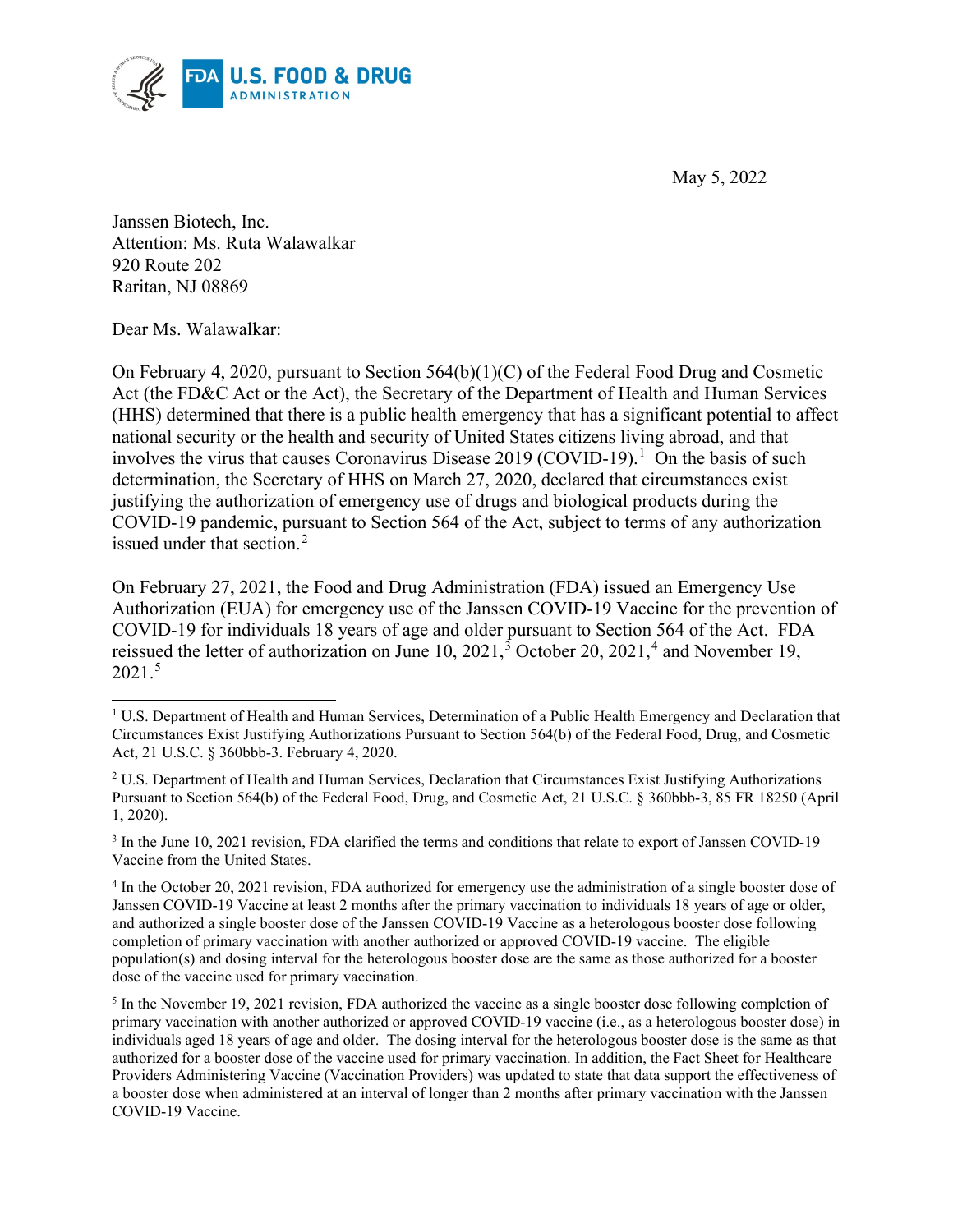U.S. FOOD & DRUG ADMINISTRATION

May 5, 2022

Janssen Biotech, Inc.
Attention: Ms. Ruta Walawalkar
920 Route 202
Raritan, NJ 08869

Dear Ms. Walawalkar:

On February 4, 2020, pursuant to Section 564(b)(1)(C) of the Federal Food Drug and Cosmetic Act (the FD&C Act or the Act), the Secretary of the Department of Health and Human Services (HHS) determined that there is a public health emergency that has a significant potential to affect national security or the health and security of United States citizens living abroad, and that involves the virus that causes Coronavirus Disease 2019 (COVID-19).[1] On the basis of such determination, the Secretary of HHS on March 27, 2020, declared that circumstances exist justifying the authorization of emergency use of drugs and biological products during the COVID-19 pandemic, pursuant to Section 564 of the Act, subject to terms of any authorization issued under that section.[2]

On February 27, 2021, the Food and Drug Administration (FDA) issued an Emergency Use Authorization (EUA) for emergency use of the Janssen COVID-19 Vaccine for the prevention of COVID-19 for individuals 18 years of age and older pursuant to Section 564 of the Act. FDA reissued the letter of authorization on June 10, 2021,[3] October 20, 2021,[4] and November 19, 2021.[5]

---

[1] U.S. Department of Health and Human Services, Determination of a Public Health Emergency and Declaration that Circumstances Exist Justifying Authorizations Pursuant to Section 564(b) of the Federal Food, Drug, and Cosmetic Act, 21 U.S.C. § 360bbb-3. February 4, 2020.

[2] U.S. Department of Health and Human Services, Declaration that Circumstances Exist Justifying Authorizations Pursuant to Section 564(b) of the Federal Food, Drug, and Cosmetic Act, 21 U.S.C. § 360bbb-3, 85 FR 18250 (April 1, 2020).

[3] In the June 10, 2021 revision, FDA clarified the terms and conditions that relate to export of Janssen COVID-19 Vaccine from the United States.

[4] In the October 20, 2021 revision, FDA authorized for emergency use the administration of a single booster dose of Janssen COVID-19 Vaccine at least 2 months after the primary vaccination to individuals 18 years of age or older, and authorized a single booster dose of the Janssen COVID-19 Vaccine as a heterologous booster dose following completion of primary vaccination with another authorized or approved COVID-19 vaccine. The eligible population(s) and dosing interval for the heterologous booster dose are the same as those authorized for a booster dose of the vaccine used for primary vaccination.

[5] In the November 19, 2021 revision, FDA authorized the vaccine as a single booster dose following completion of primary vaccination with another authorized or approved COVID-19 vaccine (i.e., as a heterologous booster dose) in individuals aged 18 years of age and older. The dosing interval for the heterologous booster dose is the same as that authorized for a booster dose of the vaccine used for primary vaccination. In addition, the Fact Sheet for Healthcare Providers Administering Vaccine (Vaccination Providers) was updated to state that data support the effectiveness of a booster dose when administered at an interval of longer than 2 months after primary vaccination with the Janssen COVID-19 Vaccine.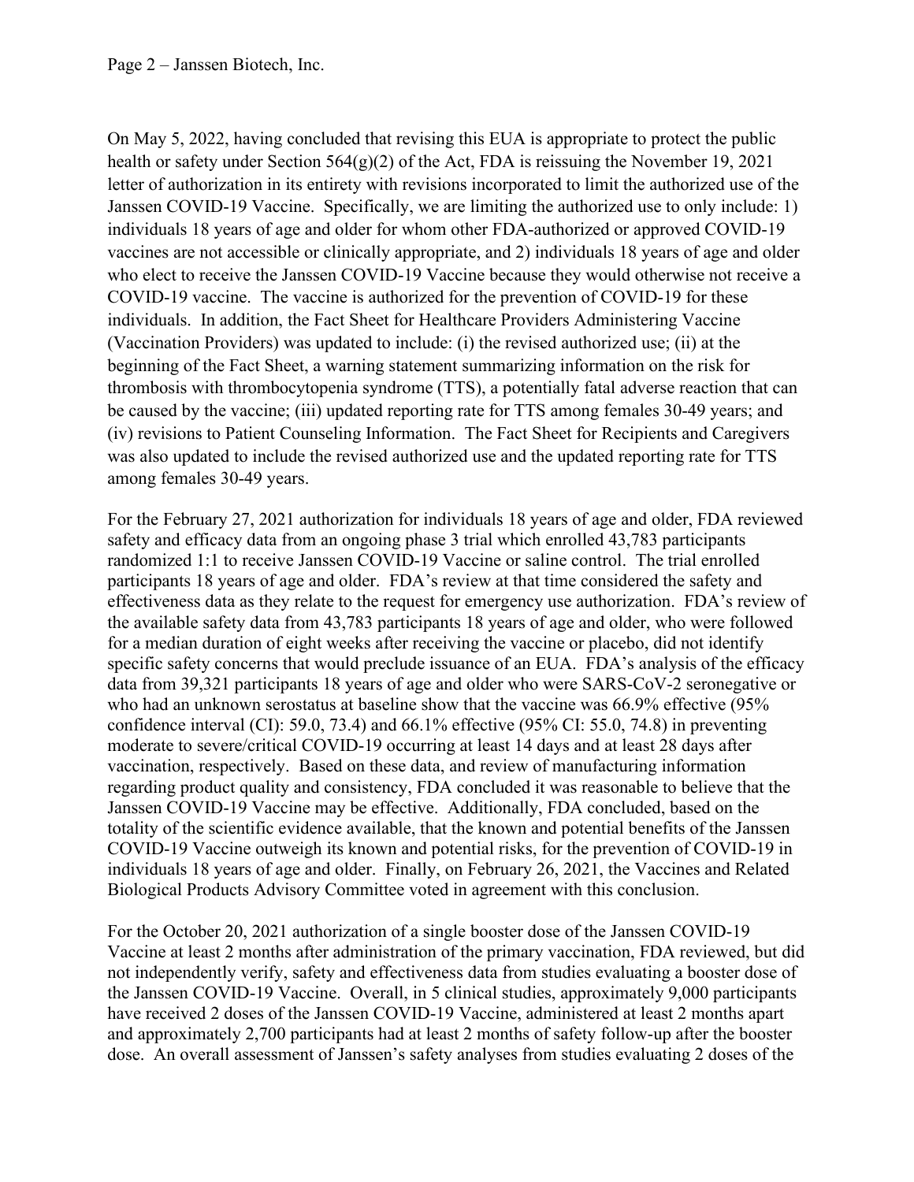On May 5, 2022, having concluded that revising this EUA is appropriate to protect the public health or safety under Section 564(g)(2) of the Act, FDA is reissuing the November 19, 2021 letter of authorization in its entirety with revisions incorporated to limit the authorized use of the Janssen COVID-19 Vaccine. Specifically, we are limiting the authorized use to only include: 1) individuals 18 years of age and older for whom other FDA-authorized or approved COVID-19 vaccines are not accessible or clinically appropriate, and 2) individuals 18 years of age and older who elect to receive the Janssen COVID-19 Vaccine because they would otherwise not receive a COVID-19 vaccine. The vaccine is authorized for the prevention of COVID-19 for these individuals. In addition, the Fact Sheet for Healthcare Providers Administering Vaccine (Vaccination Providers) was updated to include: (i) the revised authorized use; (ii) at the beginning of the Fact Sheet, a warning statement summarizing information on the risk for thrombosis with thrombocytopenia syndrome (TTS), a potentially fatal adverse reaction that can be caused by the vaccine; (iii) updated reporting rate for TTS among females 30-49 years; and (iv) revisions to Patient Counseling Information. The Fact Sheet for Recipients and Caregivers was also updated to include the revised authorized use and the updated reporting rate for TTS among females 30-49 years.

For the February 27, 2021 authorization for individuals 18 years of age and older, FDA reviewed safety and efficacy data from an ongoing phase 3 trial which enrolled 43,783 participants randomized 1:1 to receive Janssen COVID-19 Vaccine or saline control. The trial enrolled participants 18 years of age and older. FDA's review at that time considered the safety and effectiveness data as they relate to the request for emergency use authorization. FDA's review of the available safety data from 43,783 participants 18 years of age and older, who were followed for a median duration of eight weeks after receiving the vaccine or placebo, did not identify specific safety concerns that would preclude issuance of an EUA. FDA's analysis of the efficacy data from 39,321 participants 18 years of age and older who were SARS-CoV-2 seronegative or who had an unknown serostatus at baseline show that the vaccine was 66.9% effective (95% confidence interval (CI): 59.0, 73.4) and 66.1% effective (95% CI: 55.0, 74.8) in preventing moderate to severe/critical COVID-19 occurring at least 14 days and at least 28 days after vaccination, respectively. Based on these data, and review of manufacturing information regarding product quality and consistency, FDA concluded it was reasonable to believe that the Janssen COVID-19 Vaccine may be effective. Additionally, FDA concluded, based on the totality of the scientific evidence available, that the known and potential benefits of the Janssen COVID-19 Vaccine outweigh its known and potential risks, for the prevention of COVID-19 in individuals 18 years of age and older. Finally, on February 26, 2021, the Vaccines and Related Biological Products Advisory Committee voted in agreement with this conclusion.

For the October 20, 2021 authorization of a single booster dose of the Janssen COVID-19 Vaccine at least 2 months after administration of the primary vaccination, FDA reviewed, but did not independently verify, safety and effectiveness data from studies evaluating a booster dose of the Janssen COVID-19 Vaccine. Overall, in 5 clinical studies, approximately 9,000 participants have received 2 doses of the Janssen COVID-19 Vaccine, administered at least 2 months apart and approximately 2,700 participants had at least 2 months of safety follow-up after the booster dose. An overall assessment of Janssen's safety analyses from studies evaluating 2 doses of the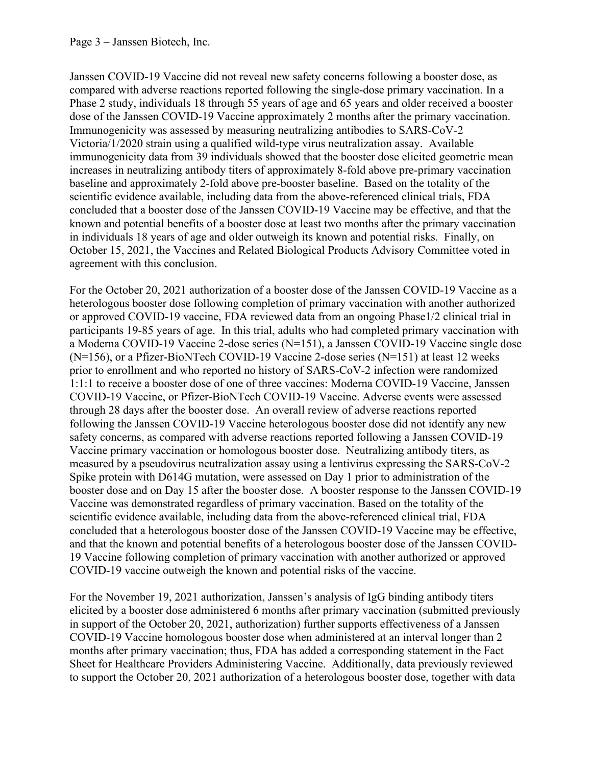Janssen COVID-19 Vaccine did not reveal new safety concerns following a booster dose, as compared with adverse reactions reported following the single-dose primary vaccination. In a Phase 2 study, individuals 18 through 55 years of age and 65 years and older received a booster dose of the Janssen COVID-19 Vaccine approximately 2 months after the primary vaccination. Immunogenicity was assessed by measuring neutralizing antibodies to SARS-CoV-2 Victoria/1/2020 strain using a qualified wild-type virus neutralization assay. Available immunogenicity data from 39 individuals showed that the booster dose elicited geometric mean increases in neutralizing antibody titers of approximately 8-fold above pre-primary vaccination baseline and approximately 2-fold above pre-booster baseline. Based on the totality of the scientific evidence available, including data from the above-referenced clinical trials, FDA concluded that a booster dose of the Janssen COVID-19 Vaccine may be effective, and that the known and potential benefits of a booster dose at least two months after the primary vaccination in individuals 18 years of age and older outweigh its known and potential risks. Finally, on October 15, 2021, the Vaccines and Related Biological Products Advisory Committee voted in agreement with this conclusion.

For the October 20, 2021 authorization of a booster dose of the Janssen COVID-19 Vaccine as a heterologous booster dose following completion of primary vaccination with another authorized or approved COVID-19 vaccine, FDA reviewed data from an ongoing Phase1/2 clinical trial in participants 19-85 years of age. In this trial, adults who had completed primary vaccination with a Moderna COVID-19 Vaccine 2-dose series (N=151), a Janssen COVID-19 Vaccine single dose (N=156), or a Pfizer-BioNTech COVID-19 Vaccine 2-dose series (N=151) at least 12 weeks prior to enrollment and who reported no history of SARS-CoV-2 infection were randomized 1:1:1 to receive a booster dose of one of three vaccines: Moderna COVID-19 Vaccine, Janssen COVID-19 Vaccine, or Pfizer-BioNTech COVID-19 Vaccine. Adverse events were assessed through 28 days after the booster dose. An overall review of adverse reactions reported following the Janssen COVID-19 Vaccine heterologous booster dose did not identify any new safety concerns, as compared with adverse reactions reported following a Janssen COVID-19 Vaccine primary vaccination or homologous booster dose. Neutralizing antibody titers, as measured by a pseudovirus neutralization assay using a lentivirus expressing the SARS-CoV-2 Spike protein with D614G mutation, were assessed on Day 1 prior to administration of the booster dose and on Day 15 after the booster dose. A booster response to the Janssen COVID-19 Vaccine was demonstrated regardless of primary vaccination. Based on the totality of the scientific evidence available, including data from the above-referenced clinical trial, FDA concluded that a heterologous booster dose of the Janssen COVID-19 Vaccine may be effective, and that the known and potential benefits of a heterologous booster dose of the Janssen COVID-19 Vaccine following completion of primary vaccination with another authorized or approved COVID-19 vaccine outweigh the known and potential risks of the vaccine.

For the November 19, 2021 authorization, Janssen's analysis of IgG binding antibody titers elicited by a booster dose administered 6 months after primary vaccination (submitted previously in support of the October 20, 2021, authorization) further supports effectiveness of a Janssen COVID-19 Vaccine homologous booster dose when administered at an interval longer than 2 months after primary vaccination; thus, FDA has added a corresponding statement in the Fact Sheet for Healthcare Providers Administering Vaccine. Additionally, data previously reviewed to support the October 20, 2021 authorization of a heterologous booster dose, together with data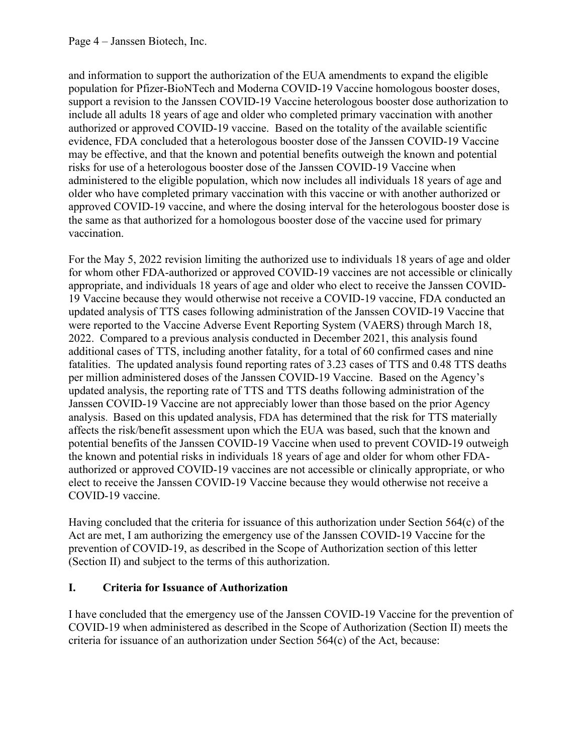and information to support the authorization of the EUA amendments to expand the eligible population for Pfizer-BioNTech and Moderna COVID-19 Vaccine homologous booster doses, support a revision to the Janssen COVID-19 Vaccine heterologous booster dose authorization to include all adults 18 years of age and older who completed primary vaccination with another authorized or approved COVID-19 vaccine. Based on the totality of the available scientific evidence, FDA concluded that a heterologous booster dose of the Janssen COVID-19 Vaccine may be effective, and that the known and potential benefits outweigh the known and potential risks for use of a heterologous booster dose of the Janssen COVID-19 Vaccine when administered to the eligible population, which now includes all individuals 18 years of age and older who have completed primary vaccination with this vaccine or with another authorized or approved COVID-19 vaccine, and where the dosing interval for the heterologous booster dose is the same as that authorized for a homologous booster dose of the vaccine used for primary vaccination.

For the May 5, 2022 revision limiting the authorized use to individuals 18 years of age and older for whom other FDA-authorized or approved COVID-19 vaccines are not accessible or clinically appropriate, and individuals 18 years of age and older who elect to receive the Janssen COVID-19 Vaccine because they would otherwise not receive a COVID-19 vaccine, FDA conducted an updated analysis of TTS cases following administration of the Janssen COVID-19 Vaccine that were reported to the Vaccine Adverse Event Reporting System (VAERS) through March 18, 2022. Compared to a previous analysis conducted in December 2021, this analysis found additional cases of TTS, including another fatality, for a total of 60 confirmed cases and nine fatalities. The updated analysis found reporting rates of 3.23 cases of TTS and 0.48 TTS deaths per million administered doses of the Janssen COVID-19 Vaccine. Based on the Agency's updated analysis, the reporting rate of TTS and TTS deaths following administration of the Janssen COVID-19 Vaccine are not appreciably lower than those based on the prior Agency analysis. Based on this updated analysis, FDA has determined that the risk for TTS materially affects the risk/benefit assessment upon which the EUA was based, such that the known and potential benefits of the Janssen COVID-19 Vaccine when used to prevent COVID-19 outweigh the known and potential risks in individuals 18 years of age and older for whom other FDA-authorized or approved COVID-19 vaccines are not accessible or clinically appropriate, or who elect to receive the Janssen COVID-19 Vaccine because they would otherwise not receive a COVID-19 vaccine.

Having concluded that the criteria for issuance of this authorization under Section 564(c) of the Act are met, I am authorizing the emergency use of the Janssen COVID-19 Vaccine for the prevention of COVID-19, as described in the Scope of Authorization section of this letter (Section II) and subject to the terms of this authorization.

## I. Criteria for Issuance of Authorization

I have concluded that the emergency use of the Janssen COVID-19 Vaccine for the prevention of COVID-19 when administered as described in the Scope of Authorization (Section II) meets the criteria for issuance of an authorization under Section 564(c) of the Act, because: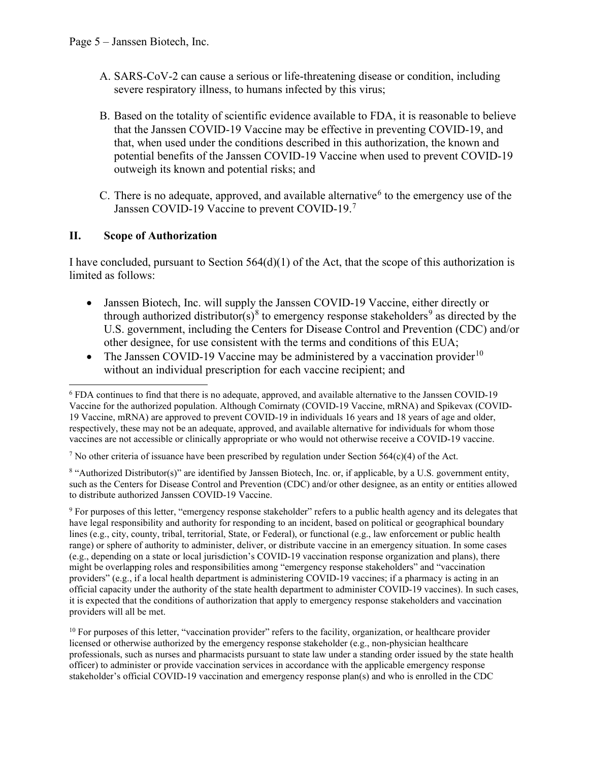A. SARS-CoV-2 can cause a serious or life-threatening disease or condition, including severe respiratory illness, to humans infected by this virus;

B. Based on the totality of scientific evidence available to FDA, it is reasonable to believe that the Janssen COVID-19 Vaccine may be effective in preventing COVID-19, and that, when used under the conditions described in this authorization, the known and potential benefits of the Janssen COVID-19 Vaccine when used to prevent COVID-19 outweigh its known and potential risks; and

C. There is no adequate, approved, and available alternative[6] to the emergency use of the Janssen COVID-19 Vaccine to prevent COVID-19.[7]

## II. Scope of Authorization

I have concluded, pursuant to Section 564(d)(1) of the Act, that the scope of this authorization is limited as follows:

- Janssen Biotech, Inc. will supply the Janssen COVID-19 Vaccine, either directly or through authorized distributor(s)[8] to emergency response stakeholders[9] as directed by the U.S. government, including the Centers for Disease Control and Prevention (CDC) and/or other designee, for use consistent with the terms and conditions of this EUA;
- The Janssen COVID-19 Vaccine may be administered by a vaccination provider[10] without an individual prescription for each vaccine recipient; and

---

[6] FDA continues to find that there is no adequate, approved, and available alternative to the Janssen COVID-19 Vaccine for the authorized population. Although Comirnaty (COVID-19 Vaccine, mRNA) and Spikevax (COVID-19 Vaccine, mRNA) are approved to prevent COVID-19 in individuals 16 years and 18 years of age and older, respectively, these may not be an adequate, approved, and available alternative for individuals for whom those vaccines are not accessible or clinically appropriate or who would not otherwise receive a COVID-19 vaccine.

[7] No other criteria of issuance have been prescribed by regulation under Section 564(c)(4) of the Act.

[8] "Authorized Distributor(s)" are identified by Janssen Biotech, Inc. or, if applicable, by a U.S. government entity, such as the Centers for Disease Control and Prevention (CDC) and/or other designee, as an entity or entities allowed to distribute authorized Janssen COVID-19 Vaccine.

[9] For purposes of this letter, "emergency response stakeholder" refers to a public health agency and its delegates that have legal responsibility and authority for responding to an incident, based on political or geographical boundary lines (e.g., city, county, tribal, territorial, State, or Federal), or functional (e.g., law enforcement or public health range) or sphere of authority to administer, deliver, or distribute vaccine in an emergency situation. In some cases (e.g., depending on a state or local jurisdiction's COVID-19 vaccination response organization and plans), there might be overlapping roles and responsibilities among "emergency response stakeholders" and "vaccination providers" (e.g., if a local health department is administering COVID-19 vaccines; if a pharmacy is acting in an official capacity under the authority of the state health department to administer COVID-19 vaccines). In such cases, it is expected that the conditions of authorization that apply to emergency response stakeholders and vaccination providers will all be met.

[10] For purposes of this letter, "vaccination provider" refers to the facility, organization, or healthcare provider licensed or otherwise authorized by the emergency response stakeholder (e.g., non-physician healthcare professionals, such as nurses and pharmacists pursuant to state law under a standing order issued by the state health officer) to administer or provide vaccination services in accordance with the applicable emergency response stakeholder's official COVID-19 vaccination and emergency response plan(s) and who is enrolled in the CDC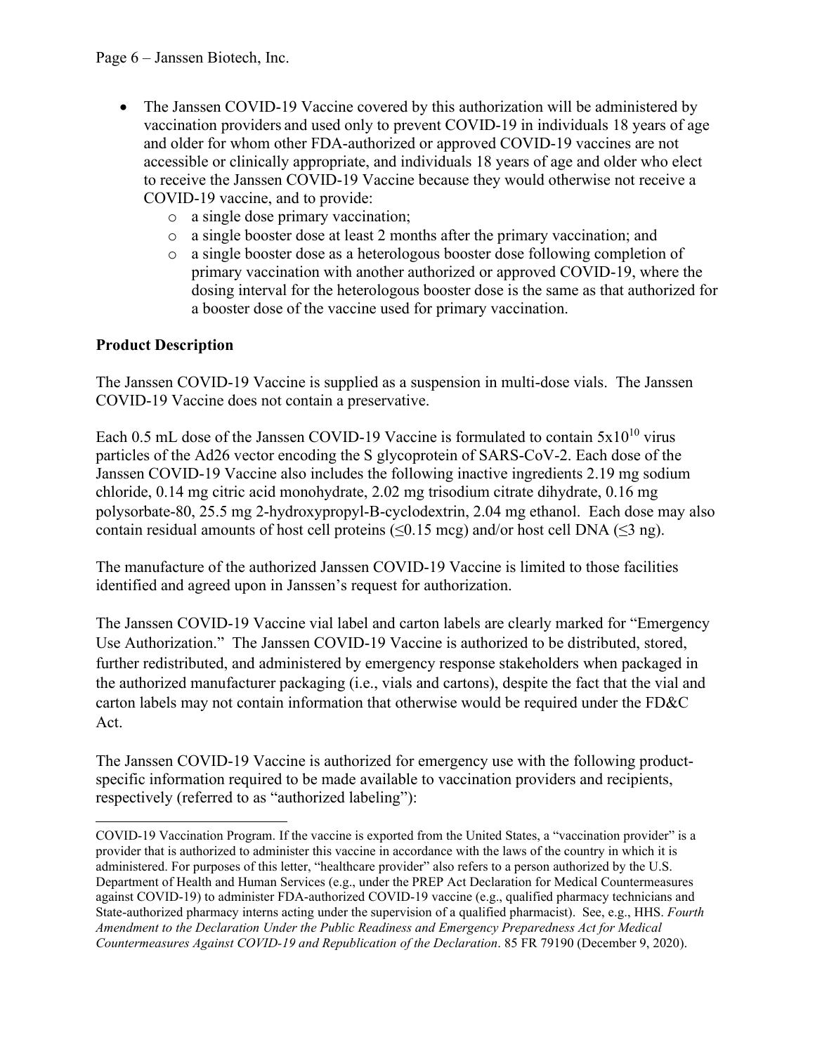- The Janssen COVID-19 Vaccine covered by this authorization will be administered by vaccination providers and used only to prevent COVID-19 in individuals 18 years of age and older for whom other FDA-authorized or approved COVID-19 vaccines are not accessible or clinically appropriate, and individuals 18 years of age and older who elect to receive the Janssen COVID-19 Vaccine because they would otherwise not receive a COVID-19 vaccine, and to provide:
  - a single dose primary vaccination;
  - a single booster dose at least 2 months after the primary vaccination; and
  - a single booster dose as a heterologous booster dose following completion of primary vaccination with another authorized or approved COVID-19, where the dosing interval for the heterologous booster dose is the same as that authorized for a booster dose of the vaccine used for primary vaccination.

**Product Description**

The Janssen COVID-19 Vaccine is supplied as a suspension in multi-dose vials. The Janssen COVID-19 Vaccine does not contain a preservative.

Each 0.5 mL dose of the Janssen COVID-19 Vaccine is formulated to contain $5x10^{10}$ virus particles of the Ad26 vector encoding the S glycoprotein of SARS-CoV-2. Each dose of the Janssen COVID-19 Vaccine also includes the following inactive ingredients 2.19 mg sodium chloride, 0.14 mg citric acid monohydrate, 2.02 mg trisodium citrate dihydrate, 0.16 mg polysorbate-80, 25.5 mg 2-hydroxypropyl-B-cyclodextrin, 2.04 mg ethanol. Each dose may also contain residual amounts of host cell proteins (≤0.15 mcg) and/or host cell DNA (≤3 ng).

The manufacture of the authorized Janssen COVID-19 Vaccine is limited to those facilities identified and agreed upon in Janssen's request for authorization.

The Janssen COVID-19 Vaccine vial label and carton labels are clearly marked for "Emergency Use Authorization." The Janssen COVID-19 Vaccine is authorized to be distributed, stored, further redistributed, and administered by emergency response stakeholders when packaged in the authorized manufacturer packaging (i.e., vials and cartons), despite the fact that the vial and carton labels may not contain information that otherwise would be required under the FD&C Act.

The Janssen COVID-19 Vaccine is authorized for emergency use with the following product-specific information required to be made available to vaccination providers and recipients, respectively (referred to as "authorized labeling"):

---

COVID-19 Vaccination Program. If the vaccine is exported from the United States, a "vaccination provider" is a provider that is authorized to administer this vaccine in accordance with the laws of the country in which it is administered. For purposes of this letter, "healthcare provider" also refers to a person authorized by the U.S. Department of Health and Human Services (e.g., under the PREP Act Declaration for Medical Countermeasures against COVID-19) to administer FDA-authorized COVID-19 vaccine (e.g., qualified pharmacy technicians and State-authorized pharmacy interns acting under the supervision of a qualified pharmacist). See, e.g., HHS. *Fourth Amendment to the Declaration Under the Public Readiness and Emergency Preparedness Act for Medical Countermeasures Against COVID-19 and Republication of the Declaration*. 85 FR 79190 (December 9, 2020).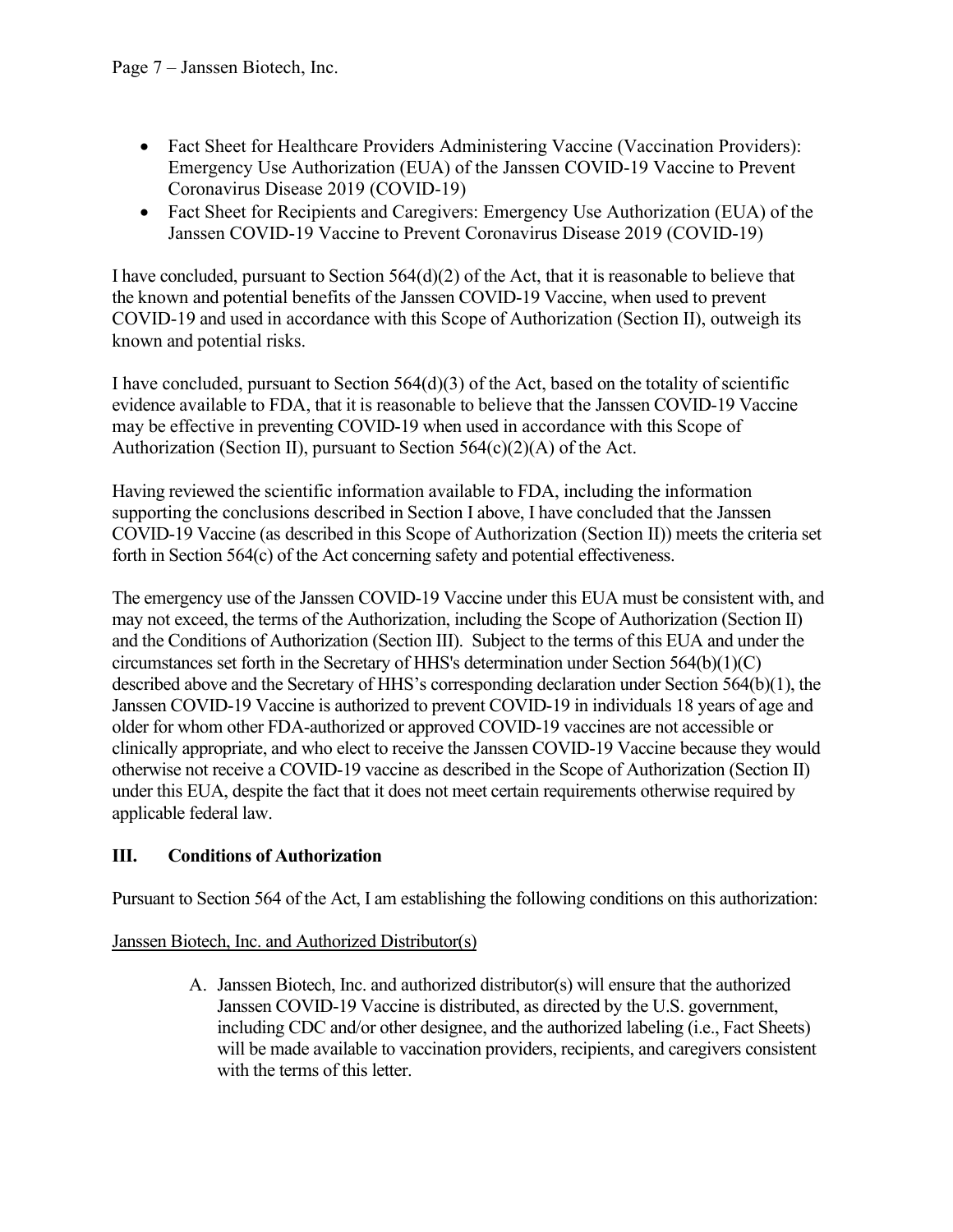- Fact Sheet for Healthcare Providers Administering Vaccine (Vaccination Providers): Emergency Use Authorization (EUA) of the Janssen COVID-19 Vaccine to Prevent Coronavirus Disease 2019 (COVID-19)
- Fact Sheet for Recipients and Caregivers: Emergency Use Authorization (EUA) of the Janssen COVID-19 Vaccine to Prevent Coronavirus Disease 2019 (COVID-19)

I have concluded, pursuant to Section 564(d)(2) of the Act, that it is reasonable to believe that the known and potential benefits of the Janssen COVID-19 Vaccine, when used to prevent COVID-19 and used in accordance with this Scope of Authorization (Section II), outweigh its known and potential risks.

I have concluded, pursuant to Section 564(d)(3) of the Act, based on the totality of scientific evidence available to FDA, that it is reasonable to believe that the Janssen COVID-19 Vaccine may be effective in preventing COVID-19 when used in accordance with this Scope of Authorization (Section II), pursuant to Section 564(c)(2)(A) of the Act.

Having reviewed the scientific information available to FDA, including the information supporting the conclusions described in Section I above, I have concluded that the Janssen COVID-19 Vaccine (as described in this Scope of Authorization (Section II)) meets the criteria set forth in Section 564(c) of the Act concerning safety and potential effectiveness.

The emergency use of the Janssen COVID-19 Vaccine under this EUA must be consistent with, and may not exceed, the terms of the Authorization, including the Scope of Authorization (Section II) and the Conditions of Authorization (Section III). Subject to the terms of this EUA and under the circumstances set forth in the Secretary of HHS's determination under Section 564(b)(1)(C) described above and the Secretary of HHS's corresponding declaration under Section 564(b)(1), the Janssen COVID-19 Vaccine is authorized to prevent COVID-19 in individuals 18 years of age and older for whom other FDA-authorized or approved COVID-19 vaccines are not accessible or clinically appropriate, and who elect to receive the Janssen COVID-19 Vaccine because they would otherwise not receive a COVID-19 vaccine as described in the Scope of Authorization (Section II) under this EUA, despite the fact that it does not meet certain requirements otherwise required by applicable federal law.

## III. Conditions of Authorization

Pursuant to Section 564 of the Act, I am establishing the following conditions on this authorization:

Janssen Biotech, Inc. and Authorized Distributor(s)

A. Janssen Biotech, Inc. and authorized distributor(s) will ensure that the authorized Janssen COVID-19 Vaccine is distributed, as directed by the U.S. government, including CDC and/or other designee, and the authorized labeling (i.e., Fact Sheets) will be made available to vaccination providers, recipients, and caregivers consistent with the terms of this letter.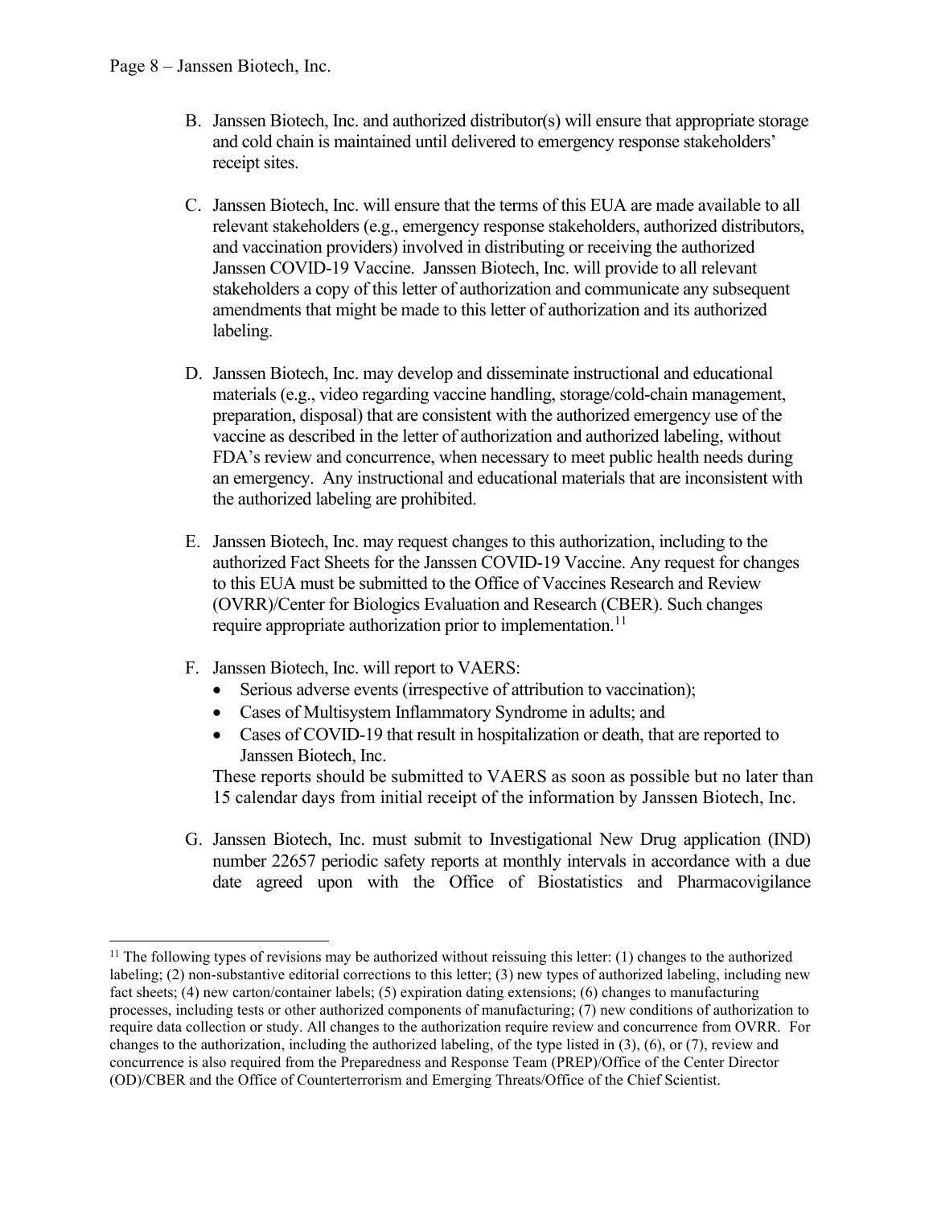B. Janssen Biotech, Inc. and authorized distributor(s) will ensure that appropriate storage and cold chain is maintained until delivered to emergency response stakeholders' receipt sites.

C. Janssen Biotech, Inc. will ensure that the terms of this EUA are made available to all relevant stakeholders (e.g., emergency response stakeholders, authorized distributors, and vaccination providers) involved in distributing or receiving the authorized Janssen COVID-19 Vaccine. Janssen Biotech, Inc. will provide to all relevant stakeholders a copy of this letter of authorization and communicate any subsequent amendments that might be made to this letter of authorization and its authorized labeling.

D. Janssen Biotech, Inc. may develop and disseminate instructional and educational materials (e.g., video regarding vaccine handling, storage/cold-chain management, preparation, disposal) that are consistent with the authorized emergency use of the vaccine as described in the letter of authorization and authorized labeling, without FDA's review and concurrence, when necessary to meet public health needs during an emergency. Any instructional and educational materials that are inconsistent with the authorized labeling are prohibited.

E. Janssen Biotech, Inc. may request changes to this authorization, including to the authorized Fact Sheets for the Janssen COVID-19 Vaccine. Any request for changes to this EUA must be submitted to the Office of Vaccines Research and Review (OVRR)/Center for Biologics Evaluation and Research (CBER). Such changes require appropriate authorization prior to implementation.[11]

F. Janssen Biotech, Inc. will report to VAERS:
   - Serious adverse events (irrespective of attribution to vaccination);
   - Cases of Multisystem Inflammatory Syndrome in adults; and
   - Cases of COVID-19 that result in hospitalization or death, that are reported to Janssen Biotech, Inc.

   These reports should be submitted to VAERS as soon as possible but no later than 15 calendar days from initial receipt of the information by Janssen Biotech, Inc.

G. Janssen Biotech, Inc. must submit to Investigational New Drug application (IND) number 22657 periodic safety reports at monthly intervals in accordance with a due date agreed upon with the Office of Biostatistics and Pharmacovigilance

---

[11] The following types of revisions may be authorized without reissuing this letter: (1) changes to the authorized labeling; (2) non-substantive editorial corrections to this letter; (3) new types of authorized labeling, including new fact sheets; (4) new carton/container labels; (5) expiration dating extensions; (6) changes to manufacturing processes, including tests or other authorized components of manufacturing; (7) new conditions of authorization to require data collection or study. All changes to the authorization require review and concurrence from OVRR. For changes to the authorization, including the authorized labeling, of the type listed in (3), (6), or (7), review and concurrence is also required from the Preparedness and Response Team (PREP)/Office of the Center Director (OD)/CBER and the Office of Counterterrorism and Emerging Threats/Office of the Chief Scientist.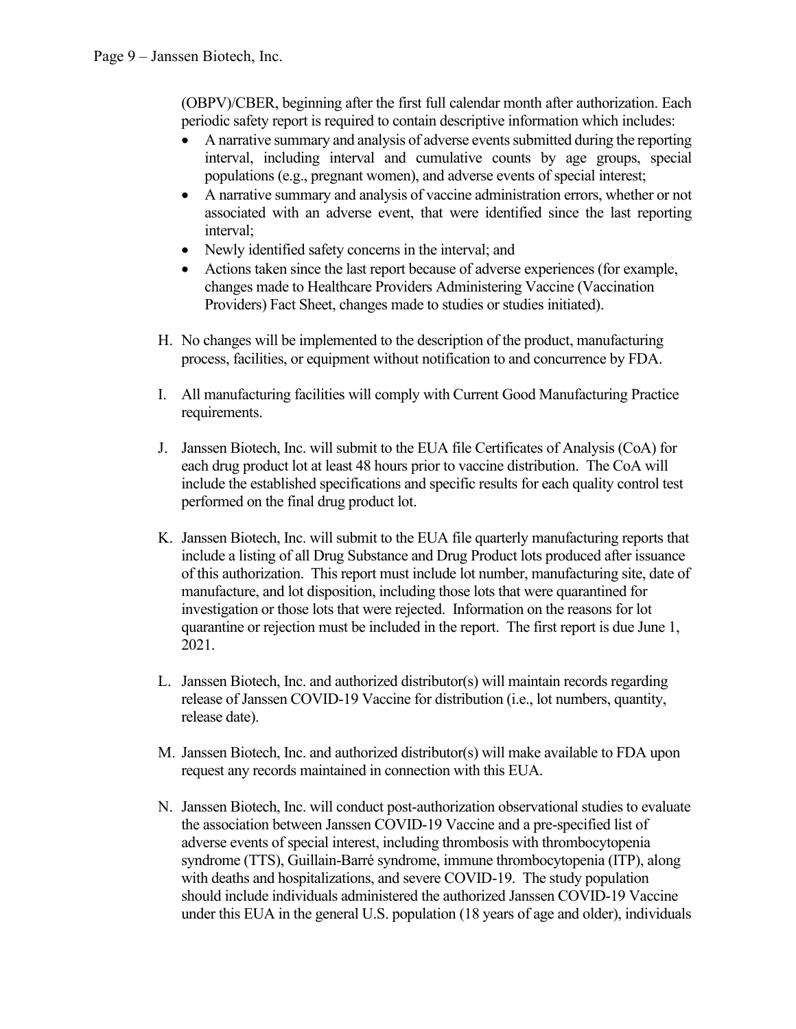(OBPV)/CBER, beginning after the first full calendar month after authorization. Each periodic safety report is required to contain descriptive information which includes:

- A narrative summary and analysis of adverse events submitted during the reporting interval, including interval and cumulative counts by age groups, special populations (e.g., pregnant women), and adverse events of special interest;
- A narrative summary and analysis of vaccine administration errors, whether or not associated with an adverse event, that were identified since the last reporting interval;
- Newly identified safety concerns in the interval; and
- Actions taken since the last report because of adverse experiences (for example, changes made to Healthcare Providers Administering Vaccine (Vaccination Providers) Fact Sheet, changes made to studies or studies initiated).

H. No changes will be implemented to the description of the product, manufacturing process, facilities, or equipment without notification to and concurrence by FDA.

I. All manufacturing facilities will comply with Current Good Manufacturing Practice requirements.

J. Janssen Biotech, Inc. will submit to the EUA file Certificates of Analysis (CoA) for each drug product lot at least 48 hours prior to vaccine distribution. The CoA will include the established specifications and specific results for each quality control test performed on the final drug product lot.

K. Janssen Biotech, Inc. will submit to the EUA file quarterly manufacturing reports that include a listing of all Drug Substance and Drug Product lots produced after issuance of this authorization. This report must include lot number, manufacturing site, date of manufacture, and lot disposition, including those lots that were quarantined for investigation or those lots that were rejected. Information on the reasons for lot quarantine or rejection must be included in the report. The first report is due June 1, 2021.

L. Janssen Biotech, Inc. and authorized distributor(s) will maintain records regarding release of Janssen COVID-19 Vaccine for distribution (i.e., lot numbers, quantity, release date).

M. Janssen Biotech, Inc. and authorized distributor(s) will make available to FDA upon request any records maintained in connection with this EUA.

N. Janssen Biotech, Inc. will conduct post-authorization observational studies to evaluate the association between Janssen COVID-19 Vaccine and a pre-specified list of adverse events of special interest, including thrombosis with thrombocytopenia syndrome (TTS), Guillain-Barré syndrome, immune thrombocytopenia (ITP), along with deaths and hospitalizations, and severe COVID-19. The study population should include individuals administered the authorized Janssen COVID-19 Vaccine under this EUA in the general U.S. population (18 years of age and older), individuals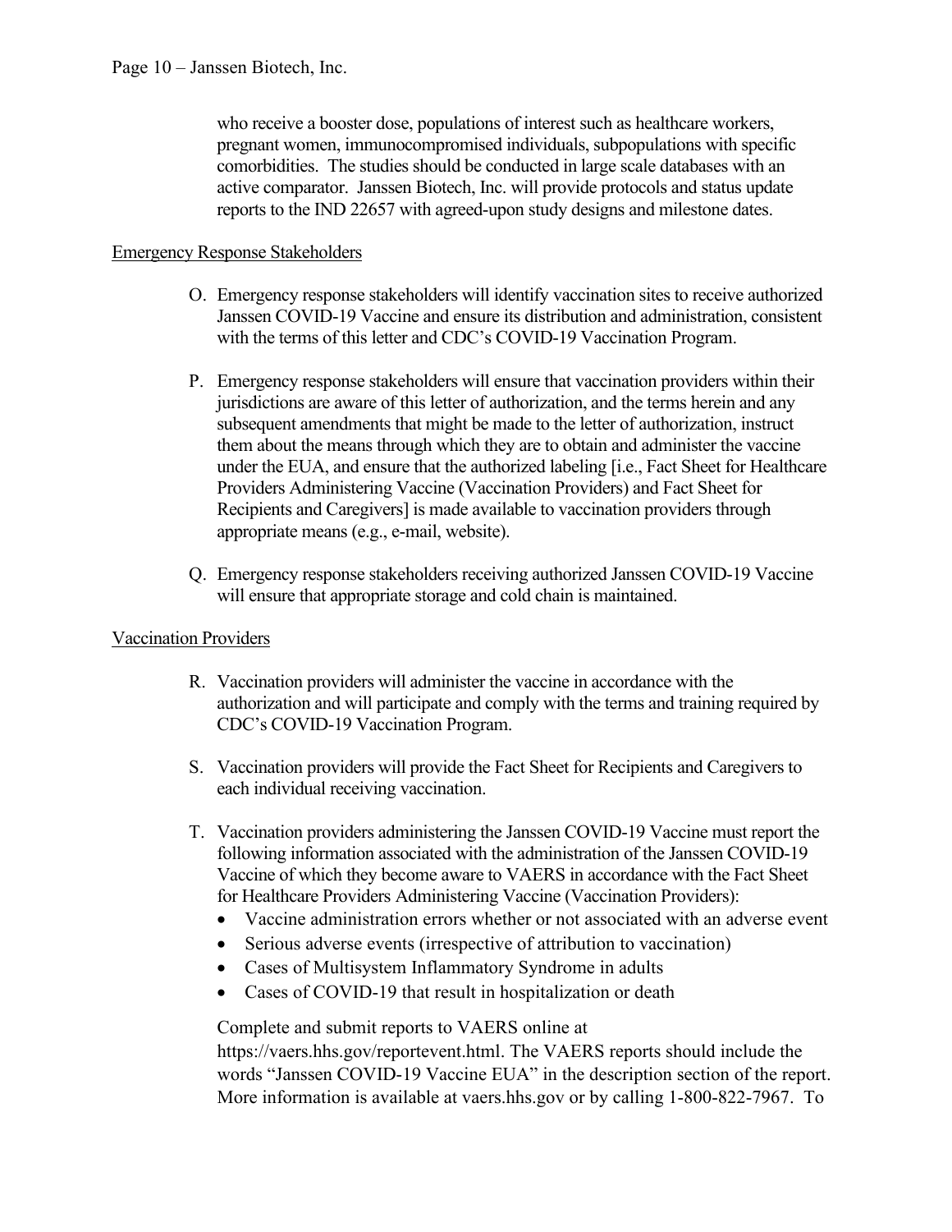who receive a booster dose, populations of interest such as healthcare workers, pregnant women, immunocompromised individuals, subpopulations with specific comorbidities. The studies should be conducted in large scale databases with an active comparator. Janssen Biotech, Inc. will provide protocols and status update reports to the IND 22657 with agreed-upon study designs and milestone dates.

Emergency Response Stakeholders

O. Emergency response stakeholders will identify vaccination sites to receive authorized Janssen COVID-19 Vaccine and ensure its distribution and administration, consistent with the terms of this letter and CDC's COVID-19 Vaccination Program.

P. Emergency response stakeholders will ensure that vaccination providers within their jurisdictions are aware of this letter of authorization, and the terms herein and any subsequent amendments that might be made to the letter of authorization, instruct them about the means through which they are to obtain and administer the vaccine under the EUA, and ensure that the authorized labeling [i.e., Fact Sheet for Healthcare Providers Administering Vaccine (Vaccination Providers) and Fact Sheet for Recipients and Caregivers] is made available to vaccination providers through appropriate means (e.g., e-mail, website).

Q. Emergency response stakeholders receiving authorized Janssen COVID-19 Vaccine will ensure that appropriate storage and cold chain is maintained.

Vaccination Providers

R. Vaccination providers will administer the vaccine in accordance with the authorization and will participate and comply with the terms and training required by CDC's COVID-19 Vaccination Program.

S. Vaccination providers will provide the Fact Sheet for Recipients and Caregivers to each individual receiving vaccination.

T. Vaccination providers administering the Janssen COVID-19 Vaccine must report the following information associated with the administration of the Janssen COVID-19 Vaccine of which they become aware to VAERS in accordance with the Fact Sheet for Healthcare Providers Administering Vaccine (Vaccination Providers):
   - Vaccine administration errors whether or not associated with an adverse event
   - Serious adverse events (irrespective of attribution to vaccination)
   - Cases of Multisystem Inflammatory Syndrome in adults
   - Cases of COVID-19 that result in hospitalization or death

   Complete and submit reports to VAERS online at https://vaers.hhs.gov/reportevent.html. The VAERS reports should include the words "Janssen COVID-19 Vaccine EUA" in the description section of the report. More information is available at vaers.hhs.gov or by calling 1-800-822-7967. To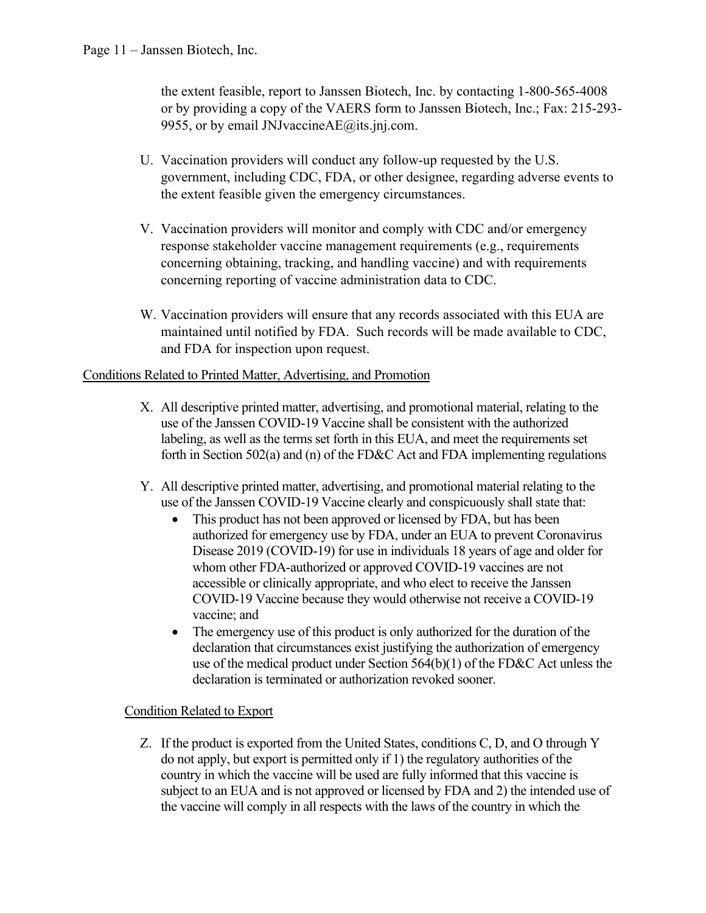the extent feasible, report to Janssen Biotech, Inc. by contacting 1-800-565-4008 or by providing a copy of the VAERS form to Janssen Biotech, Inc.; Fax: 215-293-9955, or by email JNJvaccineAE@its.jnj.com.

U. Vaccination providers will conduct any follow-up requested by the U.S. government, including CDC, FDA, or other designee, regarding adverse events to the extent feasible given the emergency circumstances.

V. Vaccination providers will monitor and comply with CDC and/or emergency response stakeholder vaccine management requirements (e.g., requirements concerning obtaining, tracking, and handling vaccine) and with requirements concerning reporting of vaccine administration data to CDC.

W. Vaccination providers will ensure that any records associated with this EUA are maintained until notified by FDA. Such records will be made available to CDC, and FDA for inspection upon request.

Conditions Related to Printed Matter, Advertising, and Promotion

X. All descriptive printed matter, advertising, and promotional material, relating to the use of the Janssen COVID-19 Vaccine shall be consistent with the authorized labeling, as well as the terms set forth in this EUA, and meet the requirements set forth in Section 502(a) and (n) of the FD&C Act and FDA implementing regulations

Y. All descriptive printed matter, advertising, and promotional material relating to the use of the Janssen COVID-19 Vaccine clearly and conspicuously shall state that:
   - This product has not been approved or licensed by FDA, but has been authorized for emergency use by FDA, under an EUA to prevent Coronavirus Disease 2019 (COVID-19) for use in individuals 18 years of age and older for whom other FDA-authorized or approved COVID-19 vaccines are not accessible or clinically appropriate, and who elect to receive the Janssen COVID-19 Vaccine because they would otherwise not receive a COVID-19 vaccine; and
   - The emergency use of this product is only authorized for the duration of the declaration that circumstances exist justifying the authorization of emergency use of the medical product under Section 564(b)(1) of the FD&C Act unless the declaration is terminated or authorization revoked sooner.

Condition Related to Export

Z. If the product is exported from the United States, conditions C, D, and O through Y do not apply, but export is permitted only if 1) the regulatory authorities of the country in which the vaccine will be used are fully informed that this vaccine is subject to an EUA and is not approved or licensed by FDA and 2) the intended use of the vaccine will comply in all respects with the laws of the country in which the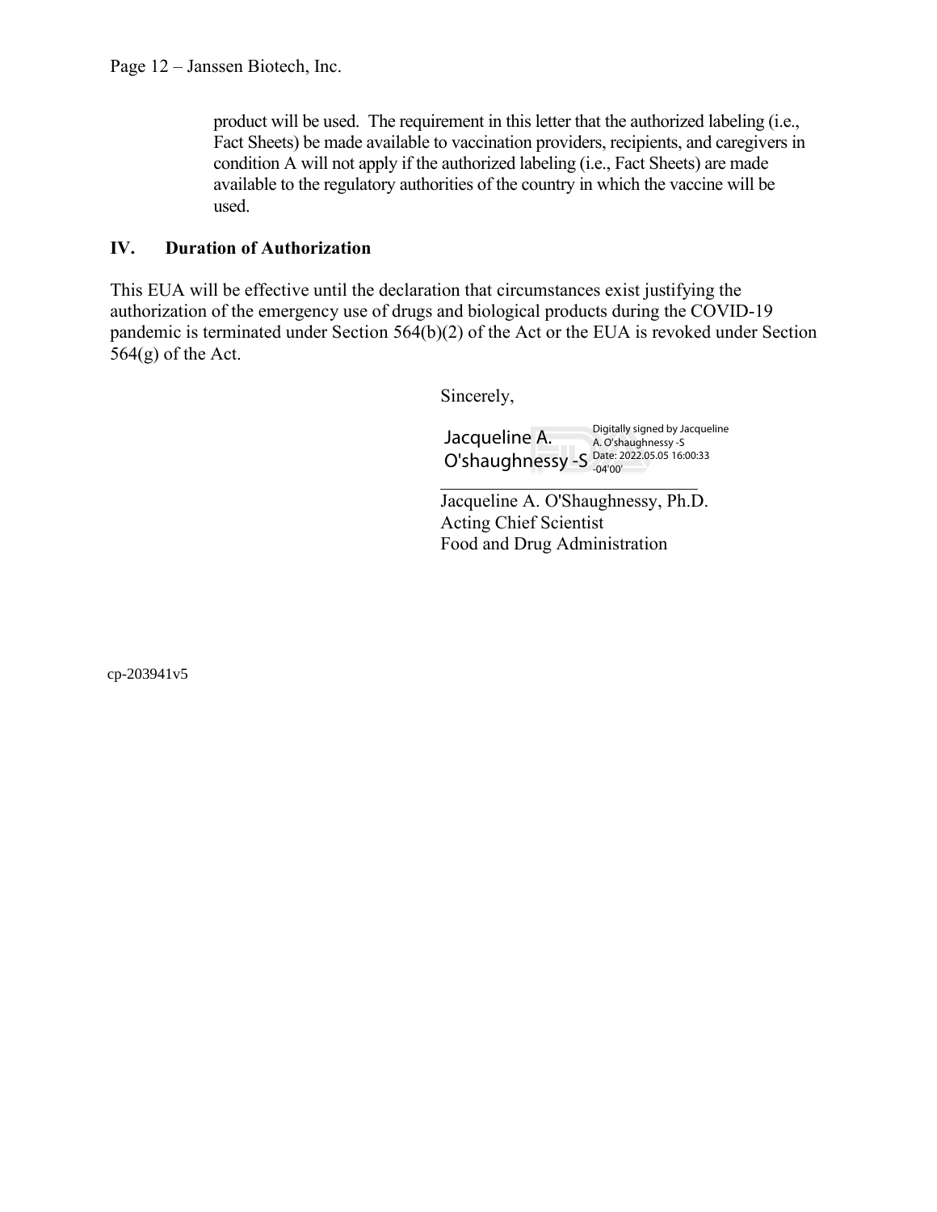product will be used. The requirement in this letter that the authorized labeling (i.e., Fact Sheets) be made available to vaccination providers, recipients, and caregivers in condition A will not apply if the authorized labeling (i.e., Fact Sheets) are made available to the regulatory authorities of the country in which the vaccine will be used.

## IV. Duration of Authorization

This EUA will be effective until the declaration that circumstances exist justifying the authorization of the emergency use of drugs and biological products during the COVID-19 pandemic is terminated under Section 564(b)(2) of the Act or the EUA is revoked under Section 564(g) of the Act.

Sincerely,

Jacqueline A. O'shaughnessy -S
Digitally signed by Jacqueline A. O'shaughnessy -S
Date: 2022.05.05 16:00:33 -04'00'

Jacqueline A. O'Shaughnessy, Ph.D.
Acting Chief Scientist
Food and Drug Administration

cp-203941v5